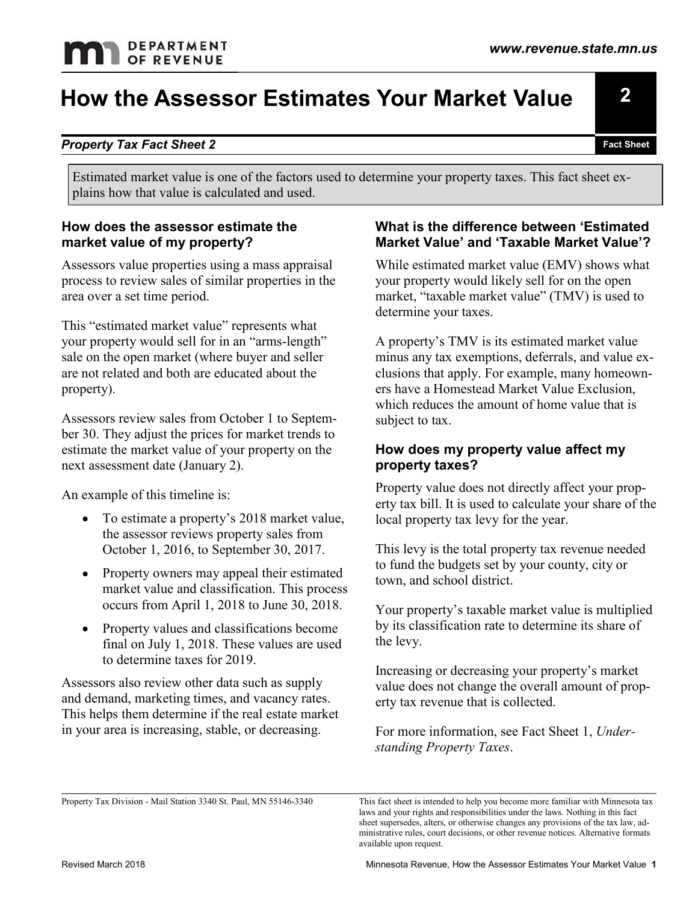# How the Assessor Estimates Your Market Value

***Property Tax Fact Sheet 2***

Estimated market value is one of the factors used to determine your property taxes. This fact sheet explains how that value is calculated and used.

### How does the assessor estimate the market value of my property?

Assessors value properties using a mass appraisal process to review sales of similar properties in the area over a set time period.

This "estimated market value" represents what your property would sell for in an "arms-length" sale on the open market (where buyer and seller are not related and both are educated about the property).

Assessors review sales from October 1 to September 30. They adjust the prices for market trends to estimate the market value of your property on the next assessment date (January 2).

An example of this timeline is:

- To estimate a property's 2018 market value, the assessor reviews property sales from October 1, 2016, to September 30, 2017.
- Property owners may appeal their estimated market value and classification. This process occurs from April 1, 2018 to June 30, 2018.
- Property values and classifications become final on July 1, 2018. These values are used to determine taxes for 2019.

Assessors also review other data such as supply and demand, marketing times, and vacancy rates. This helps them determine if the real estate market in your area is increasing, stable, or decreasing.

### What is the difference between 'Estimated Market Value' and 'Taxable Market Value'?

While estimated market value (EMV) shows what your property would likely sell for on the open market, "taxable market value" (TMV) is used to determine your taxes.

A property's TMV is its estimated market value minus any tax exemptions, deferrals, and value exclusions that apply. For example, many homeowners have a Homestead Market Value Exclusion, which reduces the amount of home value that is subject to tax.

### How does my property value affect my property taxes?

Property value does not directly affect your property tax bill. It is used to calculate your share of the local property tax levy for the year.

This levy is the total property tax revenue needed to fund the budgets set by your county, city or town, and school district.

Your property's taxable market value is multiplied by its classification rate to determine its share of the levy.

Increasing or decreasing your property's market value does not change the overall amount of property tax revenue that is collected.

For more information, see Fact Sheet 1, *Understanding Property Taxes*.

---

Property Tax Division - Mail Station 3340 St. Paul, MN 55146-3340

This fact sheet is intended to help you become more familiar with Minnesota tax laws and your rights and responsibilities under the laws. Nothing in this fact sheet supersedes, alters, or otherwise changes any provisions of the tax law, administrative rules, court decisions, or other revenue notices. Alternative formats available upon request.

Revised March 2018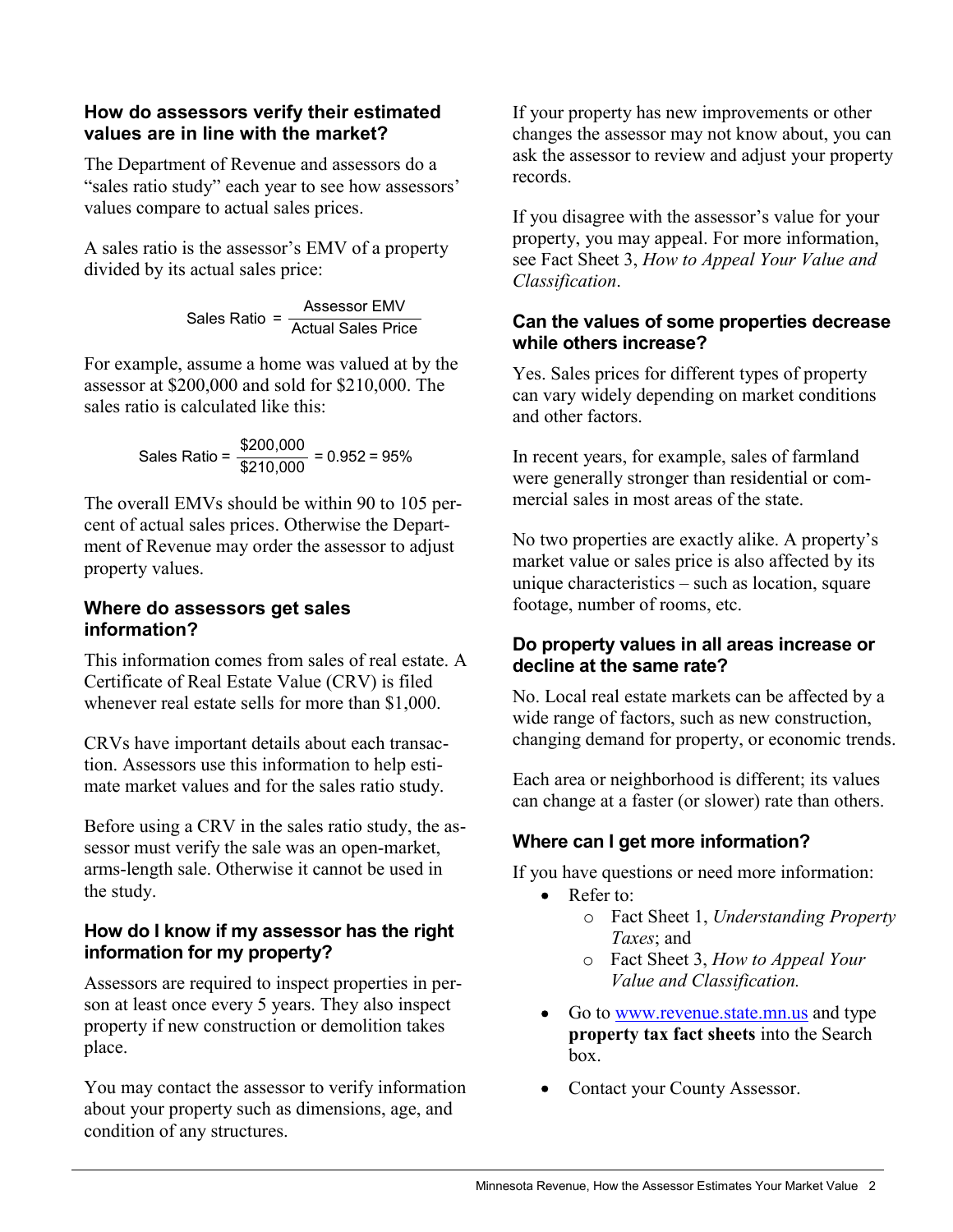## How do assessors verify their estimated values are in line with the market?

The Department of Revenue and assessors do a "sales ratio study" each year to see how assessors' values compare to actual sales prices.

A sales ratio is the assessor's EMV of a property divided by its actual sales price:

$$\text{Sales Ratio} = \frac{\text{Assessor EMV}}{\text{Actual Sales Price}}$$

For example, assume a home was valued at by the assessor at $200,000 and sold for $210,000. The sales ratio is calculated like this:

$$\text{Sales Ratio} = \frac{\$200{,}000}{\$210{,}000} = 0.952 = 95\%$$

The overall EMVs should be within 90 to 105 percent of actual sales prices. Otherwise the Department of Revenue may order the assessor to adjust property values.

## Where do assessors get sales information?

This information comes from sales of real estate. A Certificate of Real Estate Value (CRV) is filed whenever real estate sells for more than $1,000.

CRVs have important details about each transaction. Assessors use this information to help estimate market values and for the sales ratio study.

Before using a CRV in the sales ratio study, the assessor must verify the sale was an open-market, arms-length sale. Otherwise it cannot be used in the study.

## How do I know if my assessor has the right information for my property?

Assessors are required to inspect properties in person at least once every 5 years. They also inspect property if new construction or demolition takes place.

You may contact the assessor to verify information about your property such as dimensions, age, and condition of any structures.

If your property has new improvements or other changes the assessor may not know about, you can ask the assessor to review and adjust your property records.

If you disagree with the assessor's value for your property, you may appeal. For more information, see Fact Sheet 3, *How to Appeal Your Value and Classification*.

## Can the values of some properties decrease while others increase?

Yes. Sales prices for different types of property can vary widely depending on market conditions and other factors.

In recent years, for example, sales of farmland were generally stronger than residential or commercial sales in most areas of the state.

No two properties are exactly alike. A property's market value or sales price is also affected by its unique characteristics – such as location, square footage, number of rooms, etc.

## Do property values in all areas increase or decline at the same rate?

No. Local real estate markets can be affected by a wide range of factors, such as new construction, changing demand for property, or economic trends.

Each area or neighborhood is different; its values can change at a faster (or slower) rate than others.

## Where can I get more information?

If you have questions or need more information:

- Refer to:
  - Fact Sheet 1, *Understanding Property Taxes*; and
  - Fact Sheet 3, *How to Appeal Your Value and Classification.*
- Go to [www.revenue.state.mn.us](http://www.revenue.state.mn.us) and type **property tax fact sheets** into the Search box.
- Contact your County Assessor.